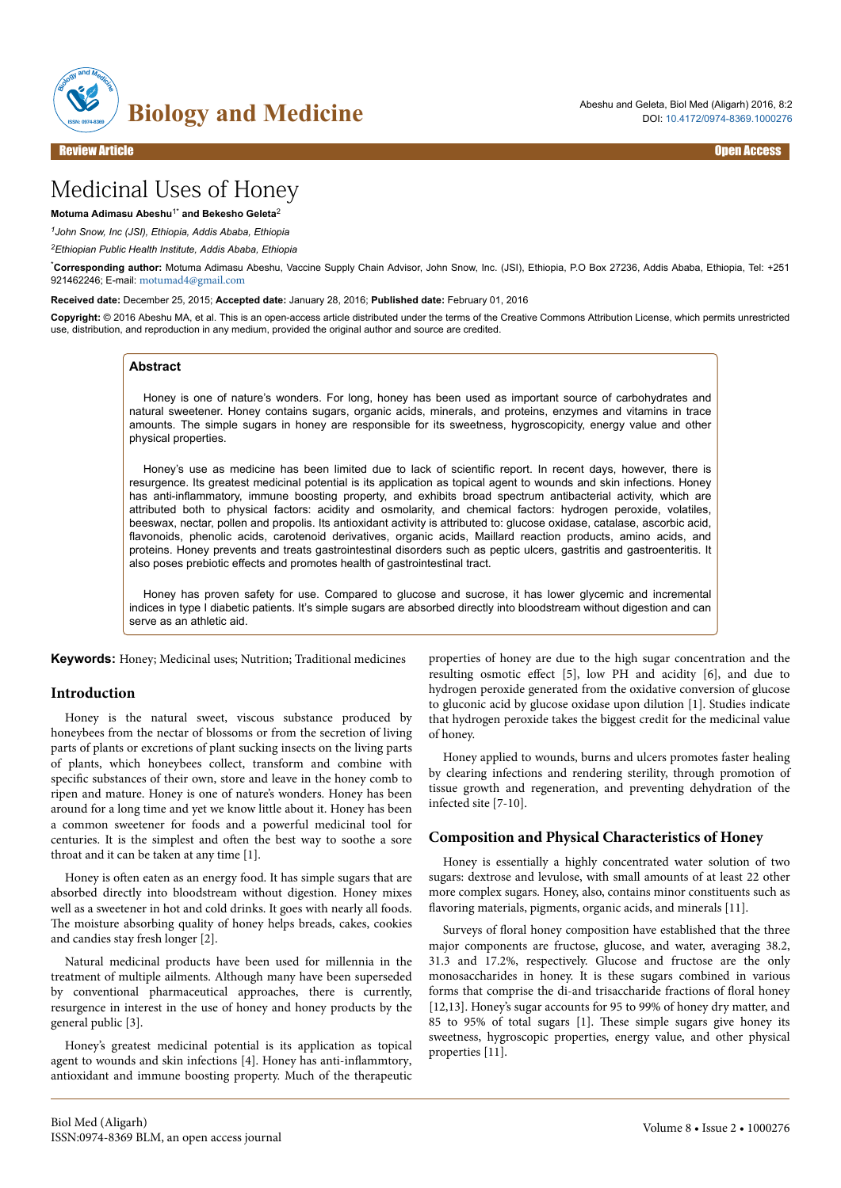Review Article | Open Access

# Medicinal Uses of Honey

**Motuma Adimasu Abeshu[1*] and Bekesho Geleta[2]**

*[1]John Snow, Inc (JSI), Ethiopia, Addis Ababa, Ethiopia*

*[2]Ethiopian Public Health Institute, Addis Ababa, Ethiopia*

[*]**Corresponding author:** Motuma Adimasu Abeshu, Vaccine Supply Chain Advisor, John Snow, Inc. (JSI), Ethiopia, P.O Box 27236, Addis Ababa, Ethiopia, Tel: +251 921462246; E-mail: motumad4@gmail.com

**Received date:** December 25, 2015; **Accepted date:** January 28, 2016; **Published date:** February 01, 2016

**Copyright:** © 2016 Abeshu MA, et al. This is an open-access article distributed under the terms of the Creative Commons Attribution License, which permits unrestricted use, distribution, and reproduction in any medium, provided the original author and source are credited.

## Abstract

Honey is one of nature's wonders. For long, honey has been used as important source of carbohydrates and natural sweetener. Honey contains sugars, organic acids, minerals, and proteins, enzymes and vitamins in trace amounts. The simple sugars in honey are responsible for its sweetness, hygroscopicity, energy value and other physical properties.

Honey's use as medicine has been limited due to lack of scientific report. In recent days, however, there is resurgence. Its greatest medicinal potential is its application as topical agent to wounds and skin infections. Honey has anti-inflammatory, immune boosting property, and exhibits broad spectrum antibacterial activity, which are attributed both to physical factors: acidity and osmolarity, and chemical factors: hydrogen peroxide, volatiles, beeswax, nectar, pollen and propolis. Its antioxidant activity is attributed to: glucose oxidase, catalase, ascorbic acid, flavonoids, phenolic acids, carotenoid derivatives, organic acids, Maillard reaction products, amino acids, and proteins. Honey prevents and treats gastrointestinal disorders such as peptic ulcers, gastritis and gastroenteritis. It also poses prebiotic effects and promotes health of gastrointestinal tract.

Honey has proven safety for use. Compared to glucose and sucrose, it has lower glycemic and incremental indices in type I diabetic patients. It's simple sugars are absorbed directly into bloodstream without digestion and can serve as an athletic aid.

**Keywords:** Honey; Medicinal uses; Nutrition; Traditional medicines

## Introduction

Honey is the natural sweet, viscous substance produced by honeybees from the nectar of blossoms or from the secretion of living parts of plants or excretions of plant sucking insects on the living parts of plants, which honeybees collect, transform and combine with specific substances of their own, store and leave in the honey comb to ripen and mature. Honey is one of nature's wonders. Honey has been around for a long time and yet we know little about it. Honey has been a common sweetener for foods and a powerful medicinal tool for centuries. It is the simplest and often the best way to soothe a sore throat and it can be taken at any time [1].

Honey is often eaten as an energy food. It has simple sugars that are absorbed directly into bloodstream without digestion. Honey mixes well as a sweetener in hot and cold drinks. It goes with nearly all foods. The moisture absorbing quality of honey helps breads, cakes, cookies and candies stay fresh longer [2].

Natural medicinal products have been used for millennia in the treatment of multiple ailments. Although many have been superseded by conventional pharmaceutical approaches, there is currently, resurgence in interest in the use of honey and honey products by the general public [3].

Honey's greatest medicinal potential is its application as topical agent to wounds and skin infections [4]. Honey has anti-inflammtory, antioxidant and immune boosting property. Much of the therapeutic properties of honey are due to the high sugar concentration and the resulting osmotic effect [5], low PH and acidity [6], and due to hydrogen peroxide generated from the oxidative conversion of glucose to gluconic acid by glucose oxidase upon dilution [1]. Studies indicate that hydrogen peroxide takes the biggest credit for the medicinal value of honey.

Honey applied to wounds, burns and ulcers promotes faster healing by clearing infections and rendering sterility, through promotion of tissue growth and regeneration, and preventing dehydration of the infected site [7-10].

## Composition and Physical Characteristics of Honey

Honey is essentially a highly concentrated water solution of two sugars: dextrose and levulose, with small amounts of at least 22 other more complex sugars. Honey, also, contains minor constituents such as flavoring materials, pigments, organic acids, and minerals [11].

Surveys of floral honey composition have established that the three major components are fructose, glucose, and water, averaging 38.2, 31.3 and 17.2%, respectively. Glucose and fructose are the only monosaccharides in honey. It is these sugars combined in various forms that comprise the di-and trisaccharide fractions of floral honey [12,13]. Honey's sugar accounts for 95 to 99% of honey dry matter, and 85 to 95% of total sugars [1]. These simple sugars give honey its sweetness, hygroscopic properties, energy value, and other physical properties [11].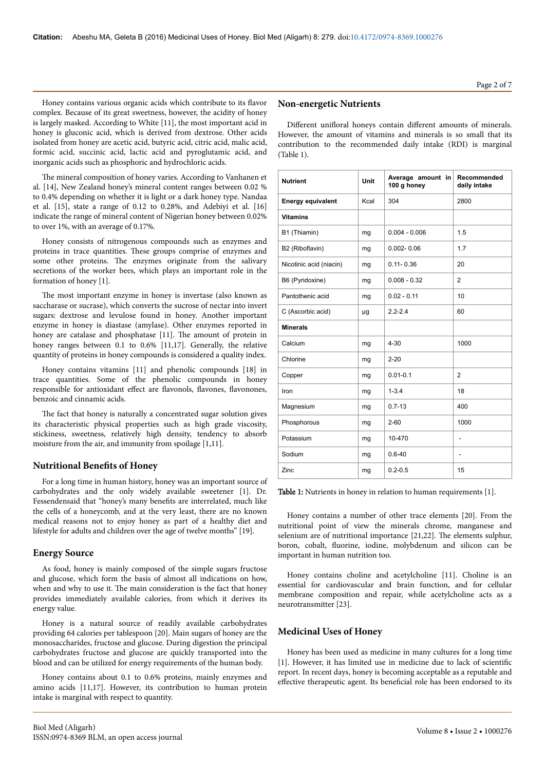Honey contains various organic acids which contribute to its flavor complex. Because of its great sweetness, however, the acidity of honey is largely masked. According to White [11], the most important acid in honey is gluconic acid, which is derived from dextrose. Other acids isolated from honey are acetic acid, butyric acid, citric acid, malic acid, formic acid, succinic acid, lactic acid and pyroglutamic acid, and inorganic acids such as phosphoric and hydrochloric acids.

The mineral composition of honey varies. According to Vanhanen et al. [14], New Zealand honey's mineral content ranges between 0.02 % to 0.4% depending on whether it is light or a dark honey type. Nandaa et al. [15], state a range of 0.12 to 0.28%, and Adebiyi et al. [16] indicate the range of mineral content of Nigerian honey between 0.02% to over 1%, with an average of 0.17%.

Honey consists of nitrogenous compounds such as enzymes and proteins in trace quantities. These groups comprise of enzymes and some other proteins. The enzymes originate from the salivary secretions of the worker bees, which plays an important role in the formation of honey [1].

The most important enzyme in honey is invertase (also known as saccharase or sucrase), which converts the sucrose of nectar into invert sugars: dextrose and levulose found in honey. Another important enzyme in honey is diastase (amylase). Other enzymes reported in honey are catalase and phosphatase [11]. The amount of protein in honey ranges between 0.1 to 0.6% [11,17]. Generally, the relative quantity of proteins in honey compounds is considered a quality index.

Honey contains vitamins [11] and phenolic compounds [18] in trace quantities. Some of the phenolic compounds in honey responsible for antioxidant effect are flavonols, flavones, flavonones, benzoic and cinnamic acids.

The fact that honey is naturally a concentrated sugar solution gives its characteristic physical properties such as high grade viscosity, stickiness, sweetness, relatively high density, tendency to absorb moisture from the air, and immunity from spoilage [1,11].

## Nutritional Benefits of Honey

For a long time in human history, honey was an important source of carbohydrates and the only widely available sweetener [1]. Dr. Fessendensaid that "honey's many benefits are interrelated, much like the cells of a honeycomb, and at the very least, there are no known medical reasons not to enjoy honey as part of a healthy diet and lifestyle for adults and children over the age of twelve months" [19].

## Energy Source

As food, honey is mainly composed of the simple sugars fructose and glucose, which form the basis of almost all indications on how, when and why to use it. The main consideration is the fact that honey provides immediately available calories, from which it derives its energy value.

Honey is a natural source of readily available carbohydrates providing 64 calories per tablespoon [20]. Main sugars of honey are the monosaccharides, fructose and glucose. During digestion the principal carbohydrates fructose and glucose are quickly transported into the blood and can be utilized for energy requirements of the human body.

Honey contains about 0.1 to 0.6% proteins, mainly enzymes and amino acids [11,17]. However, its contribution to human protein intake is marginal with respect to quantity.

## Non-energetic Nutrients

Different unifloral honeys contain different amounts of minerals. However, the amount of vitamins and minerals is so small that its contribution to the recommended daily intake (RDI) is marginal (Table 1).

| Nutrient | Unit | Average amount in 100 g honey | Recommended daily intake |
|---|---|---|---|
| Energy equivalent | Kcal | 304 | 2800 |
| Vitamins | | | |
| B1 (Thiamin) | mg | 0.004 - 0.006 | 1.5 |
| B2 (Riboflavin) | mg | 0.002- 0.06 | 1.7 |
| Nicotinic acid (niacin) | mg | 0.11- 0.36 | 20 |
| B6 (Pyridoxine) | mg | 0.008 - 0.32 | 2 |
| Pantothenic acid | mg | 0.02 - 0.11 | 10 |
| C (Ascorbic acid) | µg | 2.2-2.4 | 60 |
| Minerals | | | |
| Calcium | mg | 4-30 | 1000 |
| Chlorine | mg | 2-20 | |
| Copper | mg | 0.01-0.1 | 2 |
| Iron | mg | 1-3.4 | 18 |
| Magnesium | mg | 0.7-13 | 400 |
| Phosphorous | mg | 2-60 | 1000 |
| Potassium | mg | 10-470 | - |
| Sodium | mg | 0.6-40 | - |
| Zinc | mg | 0.2-0.5 | 15 |

**Table 1:** Nutrients in honey in relation to human requirements [1].

Honey contains a number of other trace elements [20]. From the nutritional point of view the minerals chrome, manganese and selenium are of nutritional importance [21,22]. The elements sulphur, boron, cobalt, fluorine, iodine, molybdenum and silicon can be important in human nutrition too.

Honey contains choline and acetylcholine [11]. Choline is an essential for cardiovascular and brain function, and for cellular membrane composition and repair, while acetylcholine acts as a neurotransmitter [23].

## Medicinal Uses of Honey

Honey has been used as medicine in many cultures for a long time [1]. However, it has limited use in medicine due to lack of scientific report. In recent days, honey is becoming acceptable as a reputable and effective therapeutic agent. Its beneficial role has been endorsed to its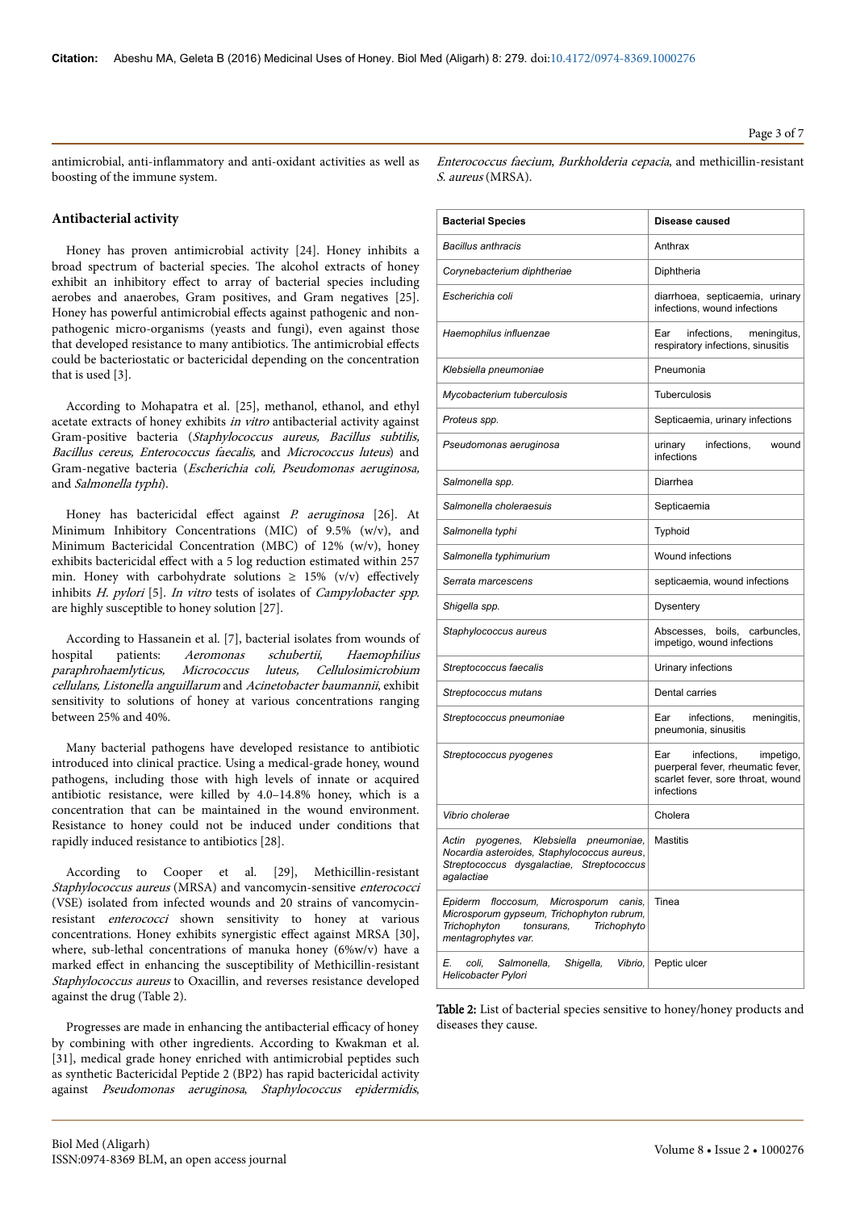antimicrobial, anti-inflammatory and anti-oxidant activities as well as boosting of the immune system.

## Antibacterial activity

Honey has proven antimicrobial activity [24]. Honey inhibits a broad spectrum of bacterial species. The alcohol extracts of honey exhibit an inhibitory effect to array of bacterial species including aerobes and anaerobes, Gram positives, Gram negatives [25]. Honey has powerful antimicrobial effects against pathogenic and non-pathogenic micro-organisms (yeasts and fungi), even against those that developed resistance to many antibiotics. The antimicrobial effects could be bacteriostatic or bactericidal depending on the concentration that is used [3].

According to Mohapatra et al. [25], methanol, ethanol, and ethyl acetate extracts of honey exhibits *in vitro* antibacterial activity against Gram-positive bacteria (*Staphylococcus aureus, Bacillus subtilis, Bacillus cereus, Enterococcus faecalis,* and *Micrococcus luteus*) and Gram-negative bacteria (*Escherichia coli, Pseudomonas aeruginosa,* and *Salmonella typhi*).

Honey has bactericidal effect against *P. aeruginosa* [26]. At Minimum Inhibitory Concentrations (MIC) of 9.5% (w/v), and Minimum Bactericidal Concentration (MBC) of 12% (w/v), honey exhibits bactericidal effect with a 5 log reduction estimated within 257 min. Honey with carbohydrate solutions ≥ 15% (v/v) effectively inhibits *H. pylori* [5]. *In vitro* tests of isolates of *Campylobacter spp.* are highly susceptible to honey solution [27].

According to Hassanein et al. [7], bacterial isolates from wounds of hospital patients: *Aeromonas schubertii, Haemophilius paraphrohaemlyticus, Micrococcus luteus, Cellulosimicrobium cellulans, Listonella anguillarum* and *Acinetobacter baumannii*, exhibit sensitivity to solutions of honey at various concentrations ranging between 25% and 40%.

Many bacterial pathogens have developed resistance to antibiotic introduced into clinical practice. Using a medical-grade honey, wound pathogens, including those with high levels of innate or acquired antibiotic resistance, were killed by 4.0–14.8% honey, which is a concentration that can be maintained in the wound environment. Resistance to honey could not be induced under conditions that rapidly induced resistance to antibiotics [28].

According to Cooper et al. [29], Methicillin-resistant *Staphylococcus aureus* (MRSA) and vancomycin-sensitive *enterococci* (VSE) isolated from infected wounds and 20 strains of vancomycin-resistant *enterococci* shown sensitivity to honey at various concentrations. Honey exhibits synergistic effect against MRSA [30], where, sub-lethal concentrations of manuka honey (6%w/v) have a marked effect in enhancing the susceptibility of Methicillin-resistant *Staphylococcus aureus* to Oxacillin, and reverses resistance developed against the drug (Table 2).

Progresses are made in enhancing the antibacterial efficacy of honey by combining with other ingredients. According to Kwakman et al. [31], medical grade honey enriched with antimicrobial peptides such as synthetic Bactericidal Peptide 2 (BP2) has rapid bactericidal activity against *Pseudomonas aeruginosa*, *Staphylococcus epidermidis*, *Enterococcus faecium*, *Burkholderia cepacia*, and methicillin-resistant *S. aureus* (MRSA).

| Bacterial Species | Disease caused |
|---|---|
| *Bacillus anthracis* | Anthrax |
| *Corynebacterium diphtheriae* | Diphtheria |
| *Escherichia coli* | diarrhoea, septicaemia, urinary infections, wound infections |
| *Haemophilus influenzae* | Ear infections, meningitus, respiratory infections, sinusitis |
| *Klebsiella pneumoniae* | Pneumonia |
| *Mycobacterium tuberculosis* | Tuberculosis |
| *Proteus spp.* | Septicaemia, urinary infections |
| *Pseudomonas aeruginosa* | urinary infections, wound infections |
| *Salmonella spp.* | Diarrhea |
| *Salmonella choleraesuis* | Septicaemia |
| *Salmonella typhi* | Typhoid |
| *Salmonella typhimurium* | Wound infections |
| *Serrata marcescens* | septicaemia, wound infections |
| *Shigella spp.* | Dysentery |
| *Staphylococcus aureus* | Abscesses, boils, carbuncles, impetigo, wound infections |
| *Streptococcus faecalis* | Urinary infections |
| *Streptococcus mutans* | Dental carries |
| *Streptococcus pneumoniae* | Ear infections, meningitis, pneumonia, sinusitis |
| *Streptococcus pyogenes* | Ear infections, impetigo, puerperal fever, rheumatic fever, scarlet fever, sore throat, wound infections |
| *Vibrio cholerae* | Cholera |
| *Actin pyogenes, Klebsiella pneumoniae, Nocardia asteroides, Staphylococcus aureus, Streptococcus dysgalactiae, Streptococcus agalactiae* | Mastitis |
| *Epiderm floccosum, Microsporum canis, Microsporum gypseum, Trichophyton rubrum, Trichophyton tonsurans, Trichophyto mentagrophytes var.* | Tinea |
| *E. coli, Salmonella, Shigella, Vibrio, Helicobacter Pylori* | Peptic ulcer |

**Table 2:** List of bacterial species sensitive to honey/honey products and diseases they cause.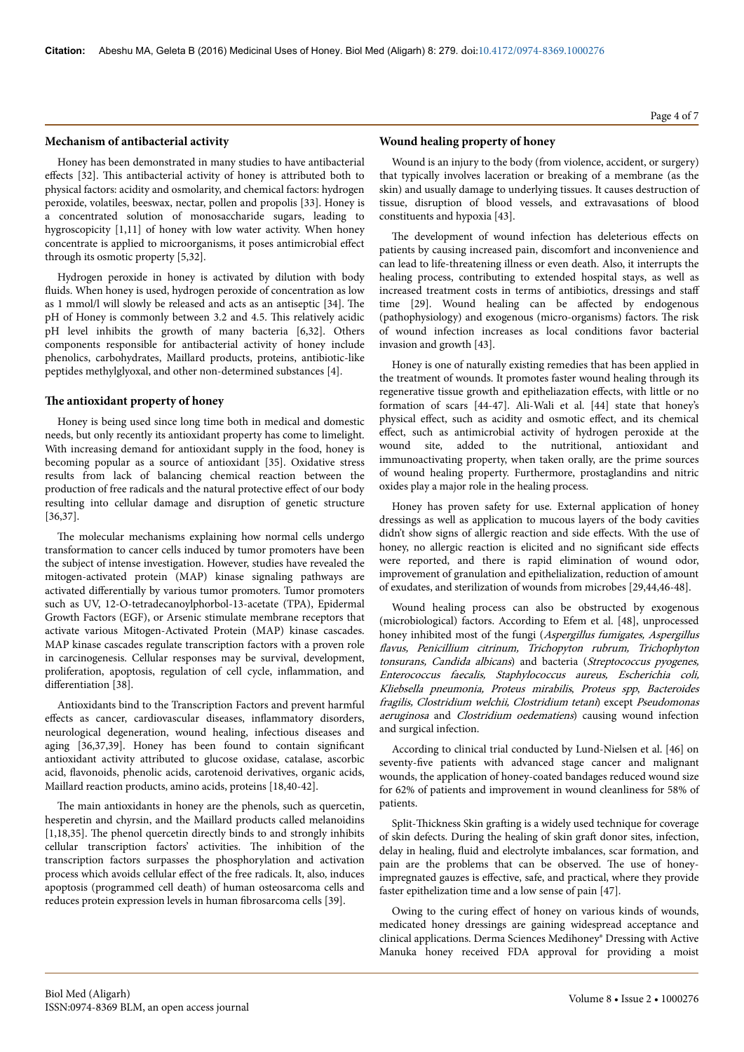## Mechanism of antibacterial activity

Honey has been demonstrated in many studies to have antibacterial effects [32]. This antibacterial activity of honey is attributed both to physical factors: acidity and osmolarity, and chemical factors: hydrogen peroxide, volatiles, beeswax, nectar, pollen and propolis [33]. Honey is a concentrated solution of monosaccharide sugars, leading to hygroscopicity [1,11] of honey with low water activity. When honey concentrate is applied to microorganisms, it poses antimicrobial effect through its osmotic property [5,32].

Hydrogen peroxide in honey is activated by dilution with body fluids. When honey is used, hydrogen peroxide of concentration as low as 1 mmol/l will slowly be released and acts as an antiseptic [34]. The pH of Honey is commonly between 3.2 and 4.5. This relatively acidic pH level inhibits the growth of many bacteria [6,32]. Others components responsible for antibacterial activity of honey include phenolics, carbohydrates, Maillard products, proteins, antibiotic-like peptides methylglyoxal, and other non-determined substances [4].

## The antioxidant property of honey

Honey is being used since long time both in medical and domestic needs, but only recently its antioxidant property has come to limelight. With increasing demand for antioxidant supply in the food, honey is becoming popular as a source of antioxidant [35]. Oxidative stress results from lack of balancing chemical reaction between the production of free radicals and the natural protective effect of our body resulting into cellular damage and disruption of genetic structure [36,37].

The molecular mechanisms explaining how normal cells undergo transformation to cancer cells induced by tumor promoters have been the subject of intense investigation. However, studies have revealed the mitogen-activated protein (MAP) kinase signaling pathways are activated differentially by various tumor promoters. Tumor promoters such as UV, 12-O-tetradecanoylphorbol-13-acetate (TPA), Epidermal Growth Factors (EGF), or Arsenic stimulate membrane receptors that activate various Mitogen-Activated Protein (MAP) kinase cascades. MAP kinase cascades regulate transcription factors with a proven role in carcinogenesis. Cellular responses may be survival, development, proliferation, apoptosis, regulation of cell cycle, inflammation, and differentiation [38].

Antioxidants bind to the Transcription Factors and prevent harmful effects as cancer, cardiovascular diseases, inflammatory disorders, neurological degeneration, wound healing, infectious diseases and aging [36,37,39]. Honey has been found to contain significant antioxidant activity attributed to glucose oxidase, catalase, ascorbic acid, flavonoids, phenolic acids, carotenoid derivatives, organic acids, Maillard reaction products, amino acids, proteins [18,40-42].

The main antioxidants in honey are the phenols, such as quercetin, hesperetin and chyrsin, and the Maillard products called melanoidins [1,18,35]. The phenol quercetin directly binds to and strongly inhibits cellular transcription factors' activities. The inhibition of the transcription factors surpasses the phosphorylation and activation process which avoids cellular effect of the free radicals. It, also, induces apoptosis (programmed cell death) of human osteosarcoma cells and reduces protein expression levels in human fibrosarcoma cells [39].

## Wound healing property of honey

Wound is an injury to the body (from violence, accident, or surgery) that typically involves laceration or breaking of a membrane (as the skin) and usually damage to underlying tissues. It causes destruction of tissue, disruption of blood vessels, and extravasations of blood constituents and hypoxia [43].

The development of wound infection has deleterious effects on patients by causing increased pain, discomfort and inconvenience and can lead to life-threatening illness or even death. Also, it interrupts the healing process, contributing to extended hospital stays, as well as increased treatment costs in terms of antibiotics, dressings and staff time [29]. Wound healing can be affected by endogenous (pathophysiology) and exogenous (micro-organisms) factors. The risk of wound infection increases as local conditions favor bacterial invasion and growth [43].

Honey is one of naturally existing remedies that has been applied in the treatment of wounds. It promotes faster wound healing through its regenerative tissue growth and epitheliazation effects, with little or no formation of scars [44-47]. Ali-Wali et al. [44] state that honey's physical effect, such as acidity and osmotic effect, and its chemical effect, such as antimicrobial activity of hydrogen peroxide at the wound site, added to the nutritional, antioxidant and immunoactivating property, when taken orally, are the prime sources of wound healing property. Furthermore, prostaglandins and nitric oxides play a major role in the healing process.

Honey has proven safety for use. External application of honey dressings as well as application to mucous layers of the body cavities didn't show signs of allergic reaction and side effects. With the use of honey, no allergic reaction is elicited and no significant side effects were reported, and there is rapid elimination of wound odor, improvement of granulation and epithelialization, reduction of amount of exudates, and sterilization of wounds from microbes [29,44,46-48].

Wound healing process can also be obstructed by exogenous (microbiological) factors. According to Efem et al. [48], unprocessed honey inhibited most of the fungi (*Aspergillus fumigates, Aspergillus flavus, Penicillium citrinum, Trichopyton rubrum, Trichophyton tonsurans, Candida albicans*) and bacteria (*Streptococcus pyogenes, Enterococcus faecalis, Staphylococcus aureus, Escherichia coli, Kliebsella pneumonia, Proteus mirabilis, Proteus spp, Bacteroides fragilis, Clostridium welchii, Clostridium tetani*) except *Pseudomonas aeruginosa* and *Clostridium oedematiens*) causing wound infection and surgical infection.

According to clinical trial conducted by Lund-Nielsen et al. [46] on seventy-five patients with advanced stage cancer and malignant wounds, the application of honey-coated bandages reduced wound size for 62% of patients and improvement in wound cleanliness for 58% of patients.

Split-Thickness Skin grafting is a widely used technique for coverage of skin defects. During the healing of skin graft donor sites, infection, delay in healing, fluid and electrolyte imbalances, scar formation, and pain are the problems that can be observed. The use of honey-impregnated gauzes is effective, safe, and practical, where they provide faster epithelization time and a low sense of pain [47].

Owing to the curing effect of honey on various kinds of wounds, medicated honey dressings are gaining widespread acceptance and clinical applications. Derma Sciences Medihoney® Dressing with Active Manuka honey received FDA approval for providing a moist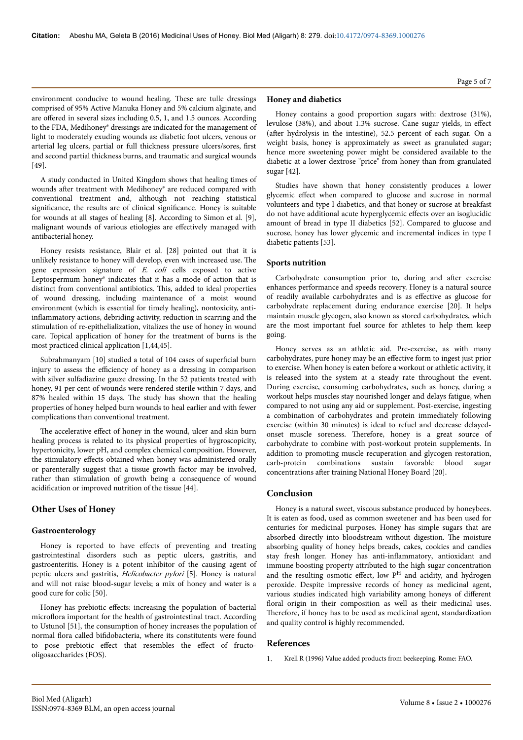environment conducive to wound healing. These are tulle dressings comprised of 95% Active Manuka Honey and 5% calcium alginate, and are offered in several sizes including 0.5, 1, and 1.5 ounces. According to the FDA, Medihoney® dressings are indicated for the management of light to moderately exuding wounds as: diabetic foot ulcers, venous or arterial leg ulcers, partial or full thickness pressure ulcers/sores, first and second partial thickness burns, and traumatic and surgical wounds [49].

A study conducted in United Kingdom shows that healing times of wounds after treatment with Medihoney® are reduced compared with conventional treatment and, although not reaching statistical significance, the results are of clinical significance. Honey is suitable for wounds at all stages of healing [8]. According to Simon et al. [9], malignant wounds of various etiologies are effectively managed with antibacterial honey.

Honey resists resistance, Blair et al. [28] pointed out that it is unlikely resistance to honey will develop, even with increased use. The gene expression signature of *E. coli* cells exposed to active Leptospermum honey® indicates that it has a mode of action that is distinct from conventional antibiotics. This, added to ideal properties of wound dressing, including maintenance of a moist wound environment (which is essential for timely healing), nontoxicity, anti-inflammatory actions, debriding activity, reduction in scarring and the stimulation of re-epithelialization, vitalizes the use of honey in wound care. Topical application of honey for the treatment of burns is the most practiced clinical application [1,44,45].

Subrahmanyam [10] studied a total of 104 cases of superficial burn injury to assess the efficiency of honey as a dressing in comparison with silver sulfadiazine gauze dressing. In the 52 patients treated with honey, 91 per cent of wounds were rendered sterile within 7 days, and 87% healed within 15 days. The study has shown that the healing properties of honey helped burn wounds to heal earlier and with fewer complications than conventional treatment.

The accelerative effect of honey in the wound, ulcer and skin burn healing process is related to its physical properties of hygroscopicity, hypertonicity, lower pH, and complex chemical composition. However, the stimulatory effects obtained when honey was administered orally or parenterally suggest that a tissue growth factor may be involved, rather than stimulation of growth being a consequence of wound acidification or improved nutrition of the tissue [44].

## Other Uses of Honey

### Gastroenterology

Honey is reported to have effects of preventing and treating gastrointestinal disorders such as peptic ulcers, gastritis, and gastroenteritis. Honey is a potent inhibitor of the causing agent of peptic ulcers and gastritis, *Helicobacter pylori* [5]. Honey is natural and will not raise blood-sugar levels; a mix of honey and water is a good cure for colic [50].

Honey has prebiotic effects: increasing the population of bacterial microflora important for the health of gastrointestinal tract. According to Ustunol [51], the consumption of honey increases the population of normal flora called bifidobacteria, where its constitutents were found to pose prebiotic effect that resembles the effect of fructo-oligosaccharides (FOS).

### Honey and diabetics

Honey contains a good proportion sugars with: dextrose (31%), levulose (38%), and about 1.3% sucrose. Cane sugar yields, in effect (after hydrolysis in the intestine), 52.5 percent of each sugar. On a weight basis, honey is approximately as sweet as granulated sugar; hence more sweetening power might be considered available to the diabetic at a lower dextrose "price" from honey than from granulated sugar [42].

Studies have shown that honey consistently produces a lower glycemic effect when compared to glucose and sucrose in normal volunteers and type I diabetics, and that honey or sucrose at breakfast do not have additional acute hyperglycemic effects over an isoglucidic amount of bread in type II diabetics [52]. Compared to glucose and sucrose, honey has lower glycemic and incremental indices in type I diabetic patients [53].

### Sports nutrition

Carbohydrate consumption prior to, during and after exercise enhances performance and speeds recovery. Honey is a natural source of readily available carbohydrates and is as effective as glucose for carbohydrate replacement during endurance exercise [20]. It helps maintain muscle glycogen, also known as stored carbohydrates, which are the most important fuel source for athletes to help them keep going.

Honey serves as an athletic aid. Pre-exercise, as with many carbohydrates, pure honey may be an effective form to ingest just prior to exercise. When honey is eaten before a workout or athletic activity, it is released into the system at a steady rate throughout the event. During exercise, consuming carbohydrates, such as honey, during a workout helps muscles stay nourished longer and delays fatigue, when compared to not using any aid or supplement. Post-exercise, ingesting a combination of carbohydrates and protein immediately following exercise (within 30 minutes) is ideal to refuel and decrease delayed-onset muscle soreness. Therefore, honey is a great source of carbohydrate to combine with post-workout protein supplements. In addition to promoting muscle recuperation and glycogen restoration, carb-protein combinations sustain favorable blood sugar concentrations after training National Honey Board [20].

## Conclusion

Honey is a natural sweet, viscous substance produced by honeybees. It is eaten as food, used as common sweetener and has been used for centuries for medicinal purposes. Honey has simple sugars that are absorbed directly into bloodstream without digestion. The moisture absorbing quality of honey helps breads, cakes, cookies and candies stay fresh longer. Honey has anti-inflammatory, antioxidant and immune boosting property attributed to the high sugar concentration and the resulting osmotic effect, low $P^H$ and acidity, and hydrogen peroxide. Despite impressive records of honey as medicinal agent, various studies indicated high variability among honeys of different floral origin in their composition as well as their medicinal uses. Therefore, if honey has to be used as medicinal agent, standardization and quality control is highly recommended.

## References

1. Krell R (1996) Value added products from beekeeping. Rome: FAO.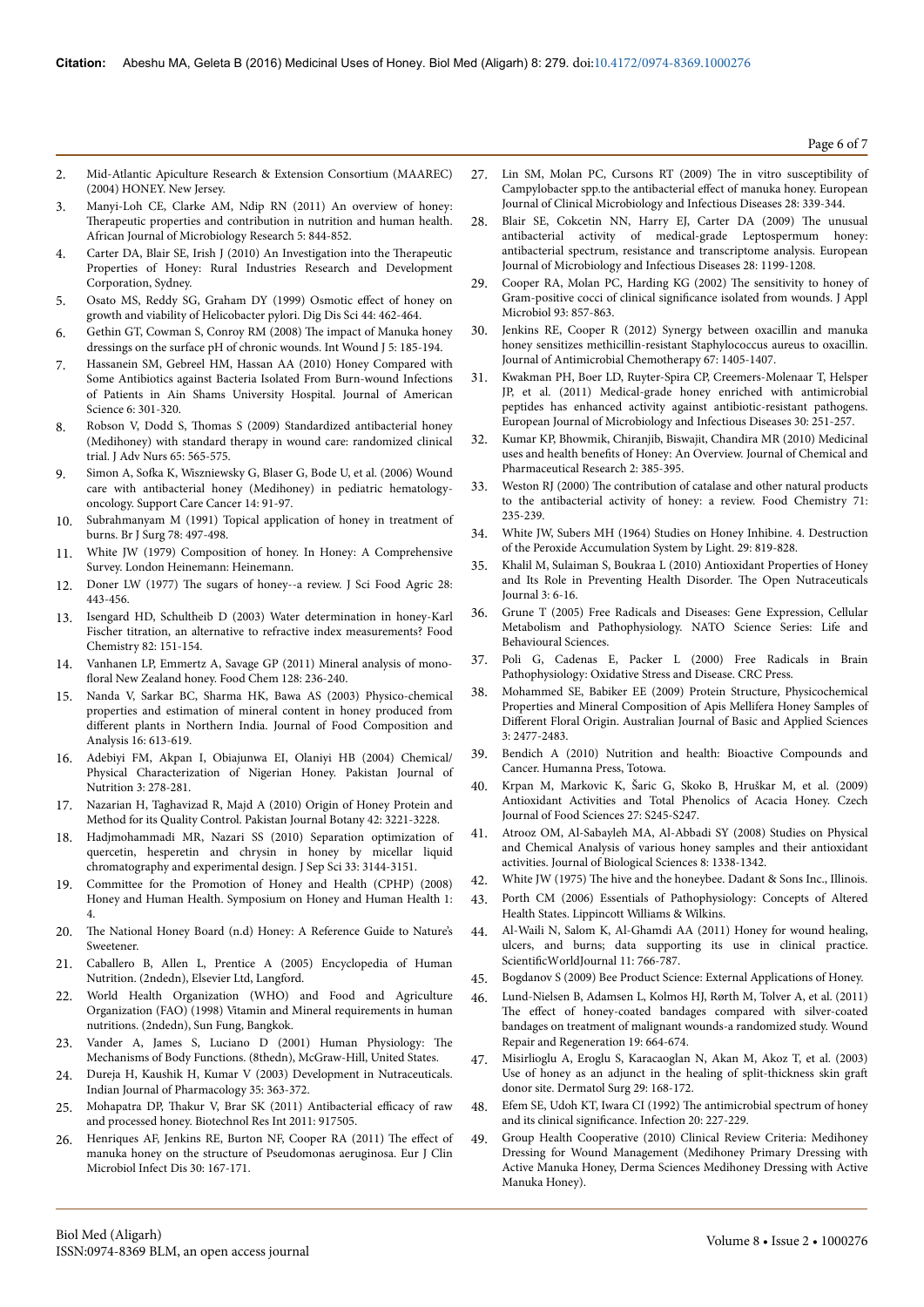2. Mid-Atlantic Apiculture Research & Extension Consortium (MAAREC) (2004) HONEY. New Jersey.
3. Manyi-Loh CE, Clarke AM, Ndip RN (2011) An overview of honey: Therapeutic properties and contribution in nutrition and human health. African Journal of Microbiology Research 5: 844-852.
4. Carter DA, Blair SE, Irish J (2010) An Investigation into the Therapeutic Properties of Honey: Rural Industries Research and Development Corporation, Sydney.
5. Osato MS, Reddy SG, Graham DY (1999) Osmotic effect of honey on growth and viability of Helicobacter pylori. Dig Dis Sci 44: 462-464.
6. Gethin GT, Cowman S, Conroy RM (2008) The impact of Manuka honey dressings on the surface pH of chronic wounds. Int Wound J 5: 185-194.
7. Hassanein SM, Gebreel HM, Hassan AA (2010) Honey Compared with Some Antibiotics against Bacteria Isolated From Burn-wound Infections of Patients in Ain Shams University Hospital. Journal of American Science 6: 301-320.
8. Robson V, Dodd S, Thomas S (2009) Standardized antibacterial honey (Medihoney) with standard therapy in wound care: randomized clinical trial. J Adv Nurs 65: 565-575.
9. Simon A, Sofka K, Wiszniewsky G, Blaser G, Bode U, et al. (2006) Wound care with antibacterial honey (Medihoney) in pediatric hematology-oncology. Support Care Cancer 14: 91-97.
10. Subrahmanyam M (1991) Topical application of honey in treatment of burns. Br J Surg 78: 497-498.
11. White JW (1979) Composition of honey. In Honey: A Comprehensive Survey. London Heinemann: Heinemann.
12. Doner LW (1977) The sugars of honey--a review. J Sci Food Agric 28: 443-456.
13. Isengard HD, Schultheib D (2003) Water determination in honey-Karl Fischer titration, an alternative to refractive index measurements? Food Chemistry 82: 151-154.
14. Vanhanen LP, Emmertz A, Savage GP (2011) Mineral analysis of mono-floral New Zealand honey. Food Chem 128: 236-240.
15. Nanda V, Sarkar BC, Sharma HK, Bawa AS (2003) Physico-chemical properties and estimation of mineral content in honey produced from different plants in Northern India. Journal of Food Composition and Analysis 16: 613-619.
16. Adebiyi FM, Akpan I, Obiajunwa EI, Olaniyi HB (2004) Chemical/Physical Characterization of Nigerian Honey. Pakistan Journal of Nutrition 3: 278-281.
17. Nazarian H, Taghavizad R, Majd A (2010) Origin of Honey Protein and Method for its Quality Control. Pakistan Journal Botany 42: 3221-3228.
18. Hadjmohammadi MR, Nazari SS (2010) Separation optimization of quercetin, hesperetin and chrysin in honey by micellar liquid chromatography and experimental design. J Sep Sci 33: 3144-3151.
19. Committee for the Promotion of Honey and Health (CPHP) (2008) Honey and Human Health. Symposium on Honey and Human Health 1: 4.
20. The National Honey Board (n.d) Honey: A Reference Guide to Nature's Sweetener.
21. Caballero B, Allen L, Prentice A (2005) Encyclopedia of Human Nutrition. (2ndedn), Elsevier Ltd, Langford.
22. World Health Organization (WHO) and Food and Agriculture Organization (FAO) (1998) Vitamin and Mineral requirements in human nutritions. (2ndedn), Sun Fung, Bangkok.
23. Vander A, James S, Luciano D (2001) Human Physiology: The Mechanisms of Body Functions. (8thedn), McGraw-Hill, United States.
24. Dureja H, Kaushik H, Kumar V (2003) Development in Nutraceuticals. Indian Journal of Pharmacology 35: 363-372.
25. Mohapatra DP, Thakur V, Brar SK (2011) Antibacterial efficacy of raw and processed honey. Biotechnol Res Int 2011: 917505.
26. Henriques AF, Jenkins RE, Burton NF, Cooper RA (2011) The effect of manuka honey on the structure of Pseudomonas aeruginosa. Eur J Clin Microbiol Infect Dis 30: 167-171.
27. Lin SM, Molan PC, Cursons RT (2009) The in vitro susceptibility of Campylobacter spp.to the antibacterial effect of manuka honey. European Journal of Clinical Microbiology and Infectious Diseases 28: 339-344.
28. Blair SE, Cokcetin NN, Harry EJ, Carter DA (2009) The unusual antibacterial activity of medical-grade Leptospermum honey: antibacterial spectrum, resistance and transcriptome analysis. European Journal of Microbiology and Infectious Diseases 28: 1199-1208.
29. Cooper RA, Molan PC, Harding KG (2002) The sensitivity to honey of Gram-positive cocci of clinical significance isolated from wounds. J Appl Microbiol 93: 857-863.
30. Jenkins RE, Cooper R (2012) Synergy between oxacillin and manuka honey sensitizes methicillin-resistant Staphylococcus aureus to oxacillin. Journal of Antimicrobial Chemotherapy 67: 1405-1407.
31. Kwakman PH, Boer LD, Ruyter-Spira CP, Creemers-Molenaar T, Helsper JP, et al. (2011) Medical-grade honey enriched with antimicrobial peptides has enhanced activity against antibiotic-resistant pathogens. European Journal of Microbiology and Infectious Diseases 30: 251-257.
32. Kumar KP, Bhowmik, Chiranjib, Biswajit, Chandira MR (2010) Medicinal uses and health benefits of Honey: An Overview. Journal of Chemical and Pharmaceutical Research 2: 385-395.
33. Weston RJ (2000) The contribution of catalase and other natural products to the antibacterial activity of honey: a review. Food Chemistry 71: 235-239.
34. White JW, Subers MH (1964) Studies on Honey Inhibine. 4. Destruction of the Peroxide Accumulation System by Light. 29: 819-828.
35. Khalil M, Sulaiman S, Boukraa L (2010) Antioxidant Properties of Honey and Its Role in Preventing Health Disorder. The Open Nutraceuticals Journal 3: 6-16.
36. Grune T (2005) Free Radicals and Diseases: Gene Expression, Cellular Metabolism and Pathophysiology. NATO Science Series: Life and Behavioural Sciences.
37. Poli G, Cadenas E, Packer L (2000) Free Radicals in Brain Pathophysiology: Oxidative Stress and Disease. CRC Press.
38. Mohammed SE, Babiker EE (2009) Protein Structure, Physicochemical Properties and Mineral Composition of Apis Mellifera Honey Samples of Different Floral Origin. Australian Journal of Basic and Applied Sciences 3: 2477-2483.
39. Bendich A (2010) Nutrition and health: Bioactive Compounds and Cancer. Humanna Press, Totowa.
40. Krpan M, Markovic K, Šaric G, Skoko B, Hruškar M, et al. (2009) Antioxidant Activities and Total Phenolics of Acacia Honey. Czech Journal of Food Sciences 27: S245-S247.
41. Atrooz OM, Al-Sabayleh MA, Al-Abbadi SY (2008) Studies on Physical and Chemical Analysis of various honey samples and their antioxidant activities. Journal of Biological Sciences 8: 1338-1342.
42. White JW (1975) The hive and the honeybee. Dadant & Sons Inc., Illinois.
43. Porth CM (2006) Essentials of Pathophysiology: Concepts of Altered Health States. Lippincott Williams & Wilkins.
44. Al-Waili N, Salom K, Al-Ghamdi AA (2011) Honey for wound healing, ulcers, and burns; data supporting its use in clinical practice. ScientificWorldJournal 11: 766-787.
45. Bogdanov S (2009) Bee Product Science: External Applications of Honey.
46. Lund-Nielsen B, Adamsen L, Kolmos HJ, Rørth M, Tolver A, et al. (2011) The effect of honey-coated bandages compared with silver-coated bandages on treatment of malignant wounds-a randomized study. Wound Repair and Regeneration 19: 664-674.
47. Misirlioglu A, Eroglu S, Karacaoglan N, Akan M, Akoz T, et al. (2003) Use of honey as an adjunct in the healing of split-thickness skin graft donor site. Dermatol Surg 29: 168-172.
48. Efem SE, Udoh KT, Iwara CI (1992) The antimicrobial spectrum of honey and its clinical significance. Infection 20: 227-229.
49. Group Health Cooperative (2010) Clinical Review Criteria: Medihoney Dressing for Wound Management (Medihoney Primary Dressing with Active Manuka Honey, Derma Sciences Medihoney Dressing with Active Manuka Honey).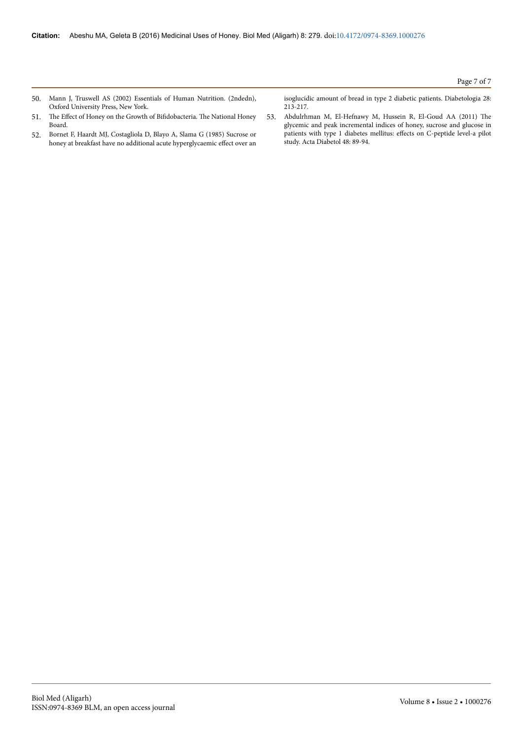50. Mann J, Truswell AS (2002) Essentials of Human Nutrition. (2ndedn), Oxford University Press, New York.
51. The Effect of Honey on the Growth of Bifidobacteria. The National Honey Board.
52. Bornet F, Haardt MJ, Costagliola D, Blayo A, Slama G (1985) Sucrose or honey at breakfast have no additional acute hyperglycaemic effect over an isoglucidic amount of bread in type 2 diabetic patients. Diabetologia 28: 213-217.
53. Abdulrhman M, El-Hefnawy M, Hussein R, El-Goud AA (2011) The glycemic and peak incremental indices of honey, sucrose and glucose in patients with type 1 diabetes mellitus: effects on C-peptide level-a pilot study. Acta Diabetol 48: 89-94.